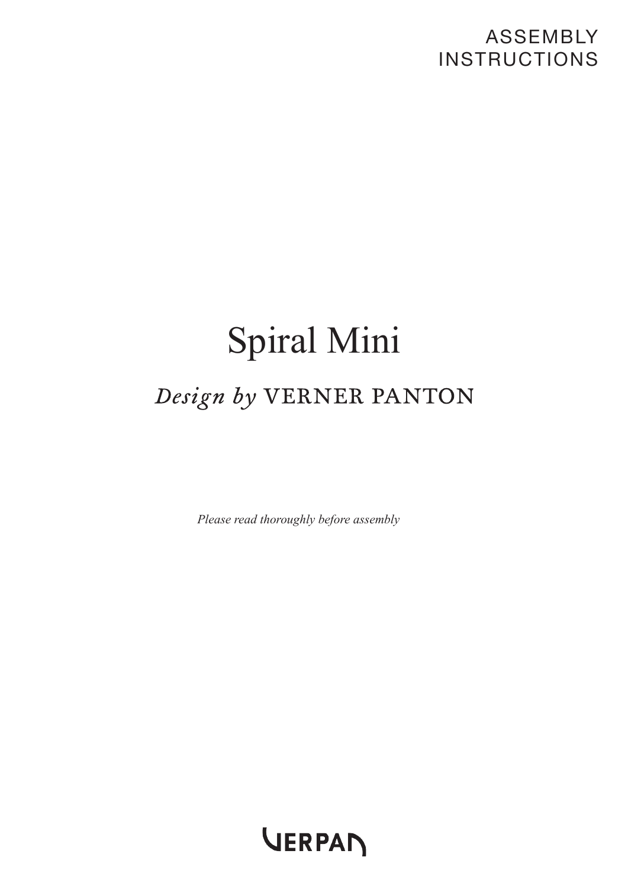ASSEMBLY INSTRUCTIONS

# Spiral Mini

## *Design by* VERNER PANTON

*Please read thoroughly before assembly*

VERPAN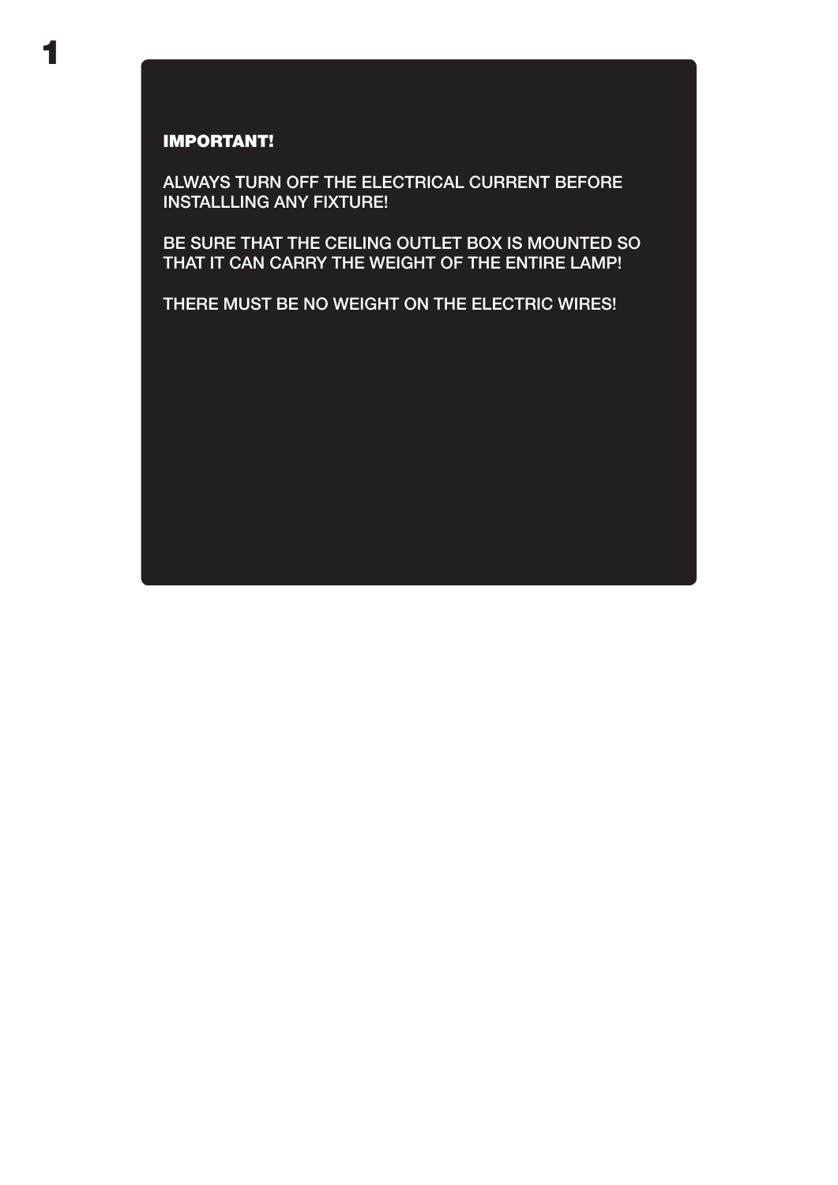**IMPORTANT!**

ALWAYS TURN OFF THE ELECTRICAL CURRENT BEFORE INSTALLLING ANY FIXTURE!

BE SURE THAT THE CEILING OUTLET BOX IS MOUNTED SO THAT IT CAN CARRY THE WEIGHT OF THE ENTIRE LAMP!

THERE MUST BE NO WEIGHT ON THE ELECTRIC WIRES!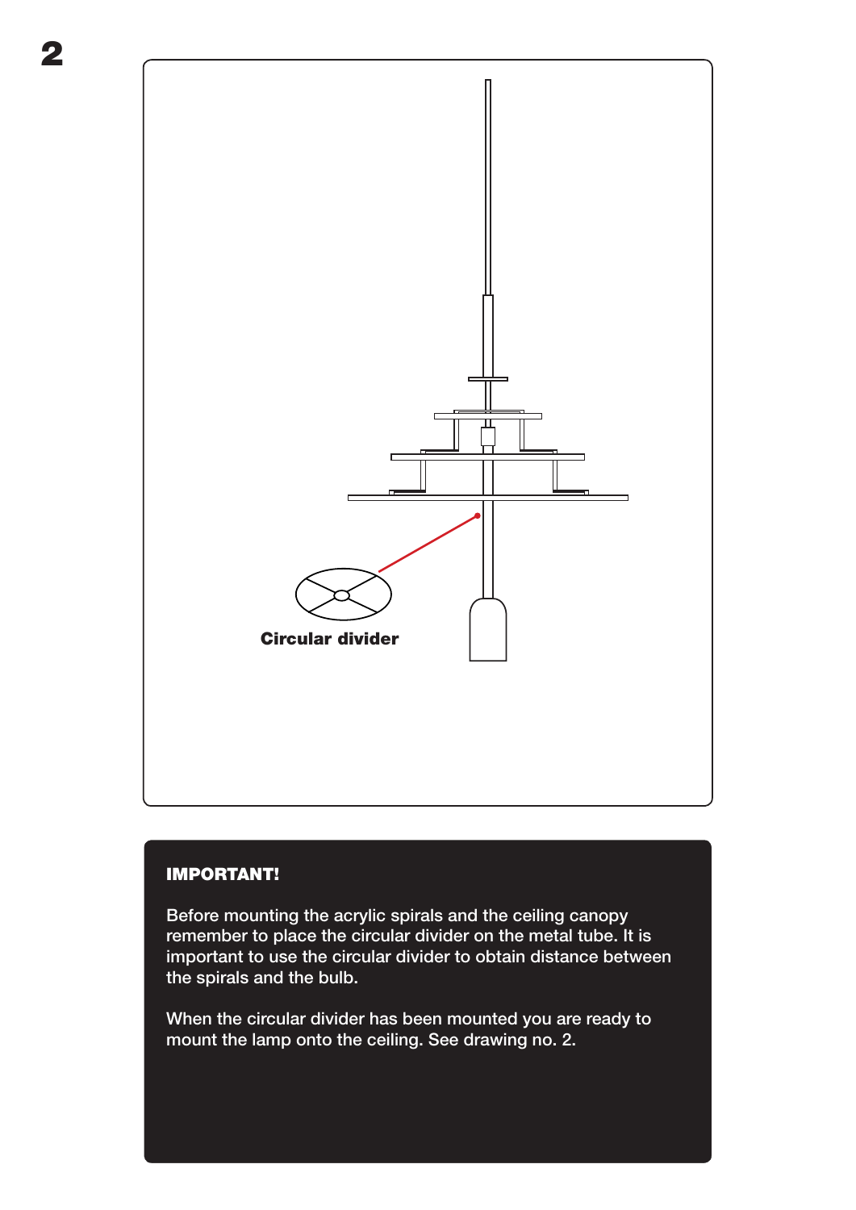2

Circular divider

**IMPORTANT!**

Before mounting the acrylic spirals and the ceiling canopy remember to place the circular divider on the metal tube. It is important to use the circular divider to obtain distance between the spirals and the bulb.

When the circular divider has been mounted you are ready to mount the lamp onto the ceiling. See drawing no. 2.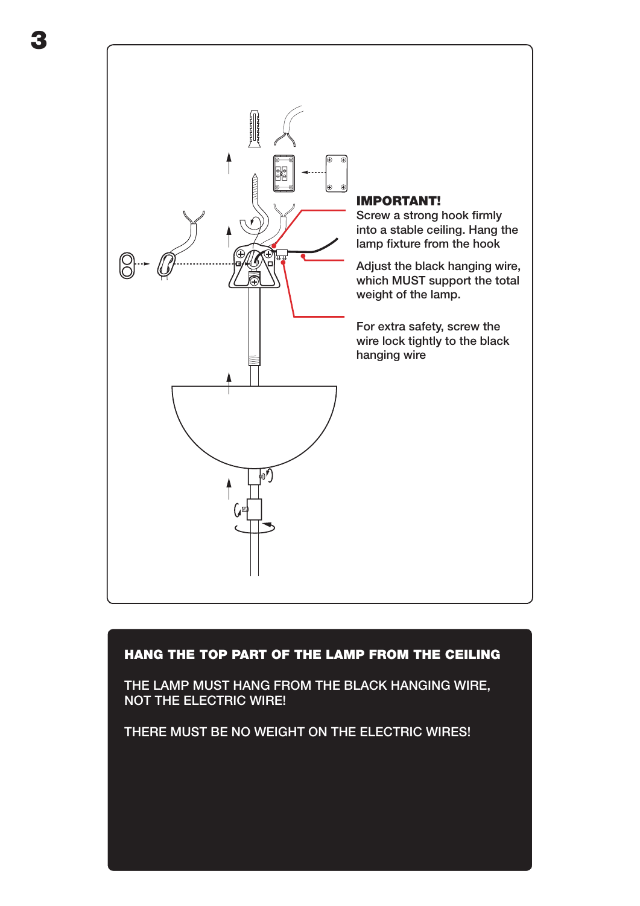# 3

**IMPORTANT!**

Screw a strong hook firmly into a stable ceiling. Hang the lamp fixture from the hook

Adjust the black hanging wire, which MUST support the total weight of the lamp.

For extra safety, screw the wire lock tightly to the black hanging wire

**HANG THE TOP PART OF THE LAMP FROM THE CEILING**

THE LAMP MUST HANG FROM THE BLACK HANGING WIRE, NOT THE ELECTRIC WIRE!

THERE MUST BE NO WEIGHT ON THE ELECTRIC WIRES!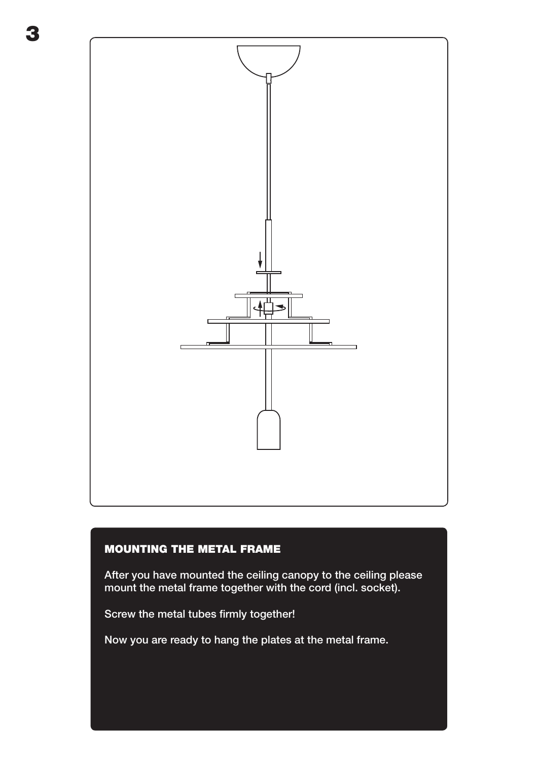3

## MOUNTING THE METAL FRAME

After you have mounted the ceiling canopy to the ceiling please mount the metal frame together with the cord (incl. socket).

Screw the metal tubes firmly together!

Now you are ready to hang the plates at the metal frame.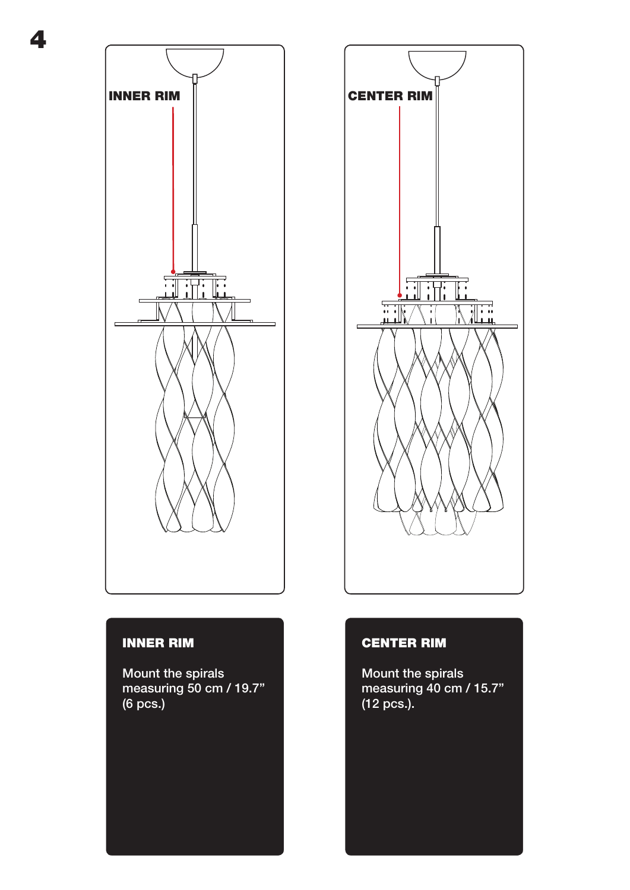# 4

INNER RIM

CENTER RIM

### INNER RIM

Mount the spirals measuring 50 cm / 19.7” (6 pcs.)

### CENTER RIM

Mount the spirals measuring 40 cm / 15.7” (12 pcs.).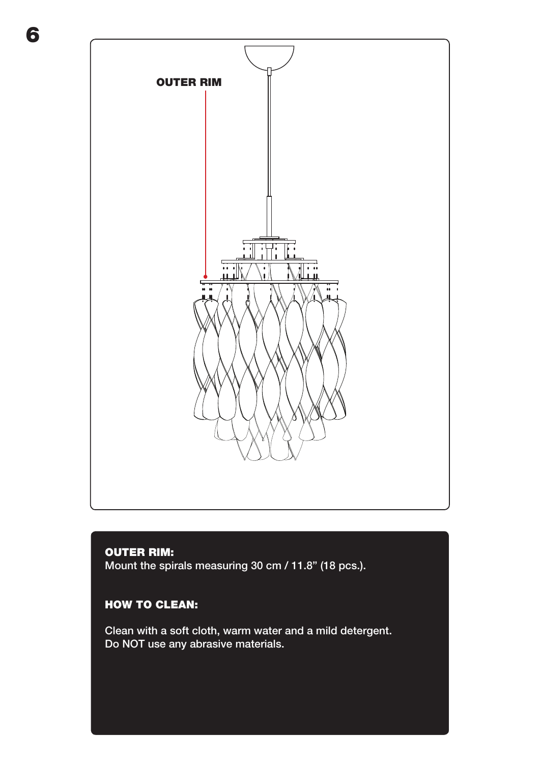# 6

OUTER RIM

**OUTER RIM:**
Mount the spirals measuring 30 cm / 11.8" (18 pcs.).

**HOW TO CLEAN:**

Clean with a soft cloth, warm water and a mild detergent.
Do NOT use any abrasive materials.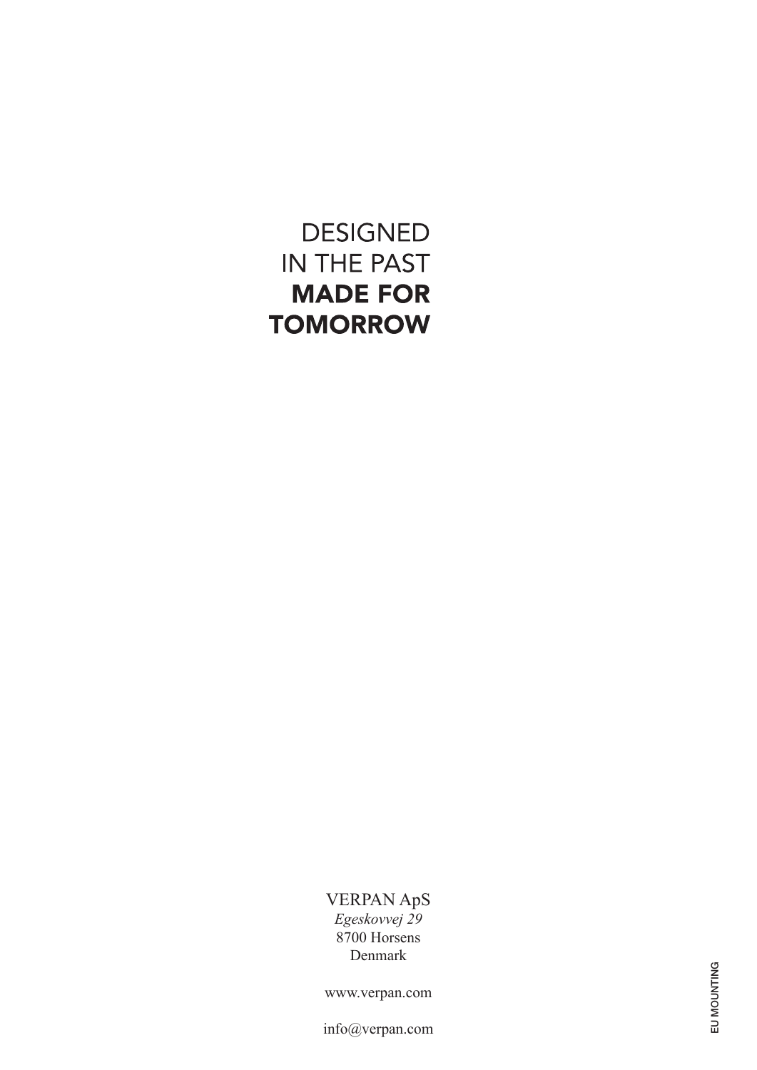DESIGNED
IN THE PAST
**MADE FOR
TOMORROW**

VERPAN ApS
*Egeskovvej 29*
8700 Horsens
Denmark

www.verpan.com

info@verpan.com

EU MOUNTING